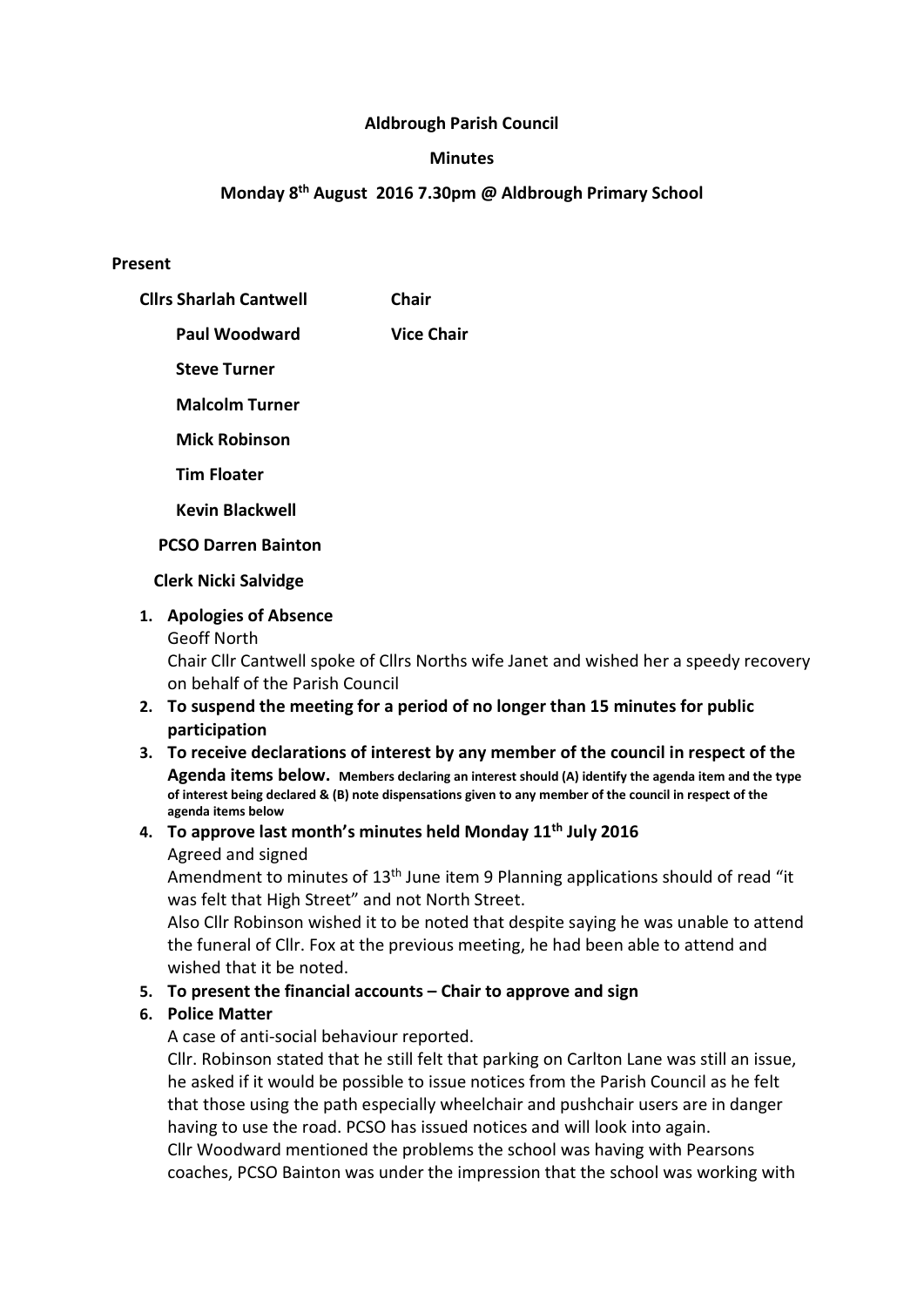**Aldbrough Parish Council**

**Minutes**

**Monday 8th August 2016 7.30pm @ Aldbrough Primary School**

**Present**

**Cllrs Sharlah Cantwell** — **Chair**

**Paul Woodward** — **Vice Chair**

**Steve Turner**

**Malcolm Turner**

**Mick Robinson**

**Tim Floater**

**Kevin Blackwell**

**PCSO Darren Bainton**

**Clerk Nicki Salvidge**

1. **Apologies of Absence**
   Geoff North
   Chair Cllr Cantwell spoke of Cllrs Norths wife Janet and wished her a speedy recovery on behalf of the Parish Council
2. **To suspend the meeting for a period of no longer than 15 minutes for public participation**
3. **To receive declarations of interest by any member of the council in respect of the Agenda items below.** **Members declaring an interest should (A) identify the agenda item and the type of interest being declared & (B) note dispensations given to any member of the council in respect of the agenda items below**
4. **To approve last month's minutes held Monday 11th July 2016**
   Agreed and signed
   Amendment to minutes of 13th June item 9 Planning applications should of read "it was felt that High Street" and not North Street.
   Also Cllr Robinson wished it to be noted that despite saying he was unable to attend the funeral of Cllr. Fox at the previous meeting, he had been able to attend and wished that it be noted.
5. **To present the financial accounts – Chair to approve and sign**
6. **Police Matter**
   A case of anti-social behaviour reported.
   Cllr. Robinson stated that he still felt that parking on Carlton Lane was still an issue, he asked if it would be possible to issue notices from the Parish Council as he felt that those using the path especially wheelchair and pushchair users are in danger having to use the road. PCSO has issued notices and will look into again.
   Cllr Woodward mentioned the problems the school was having with Pearsons coaches, PCSO Bainton was under the impression that the school was working with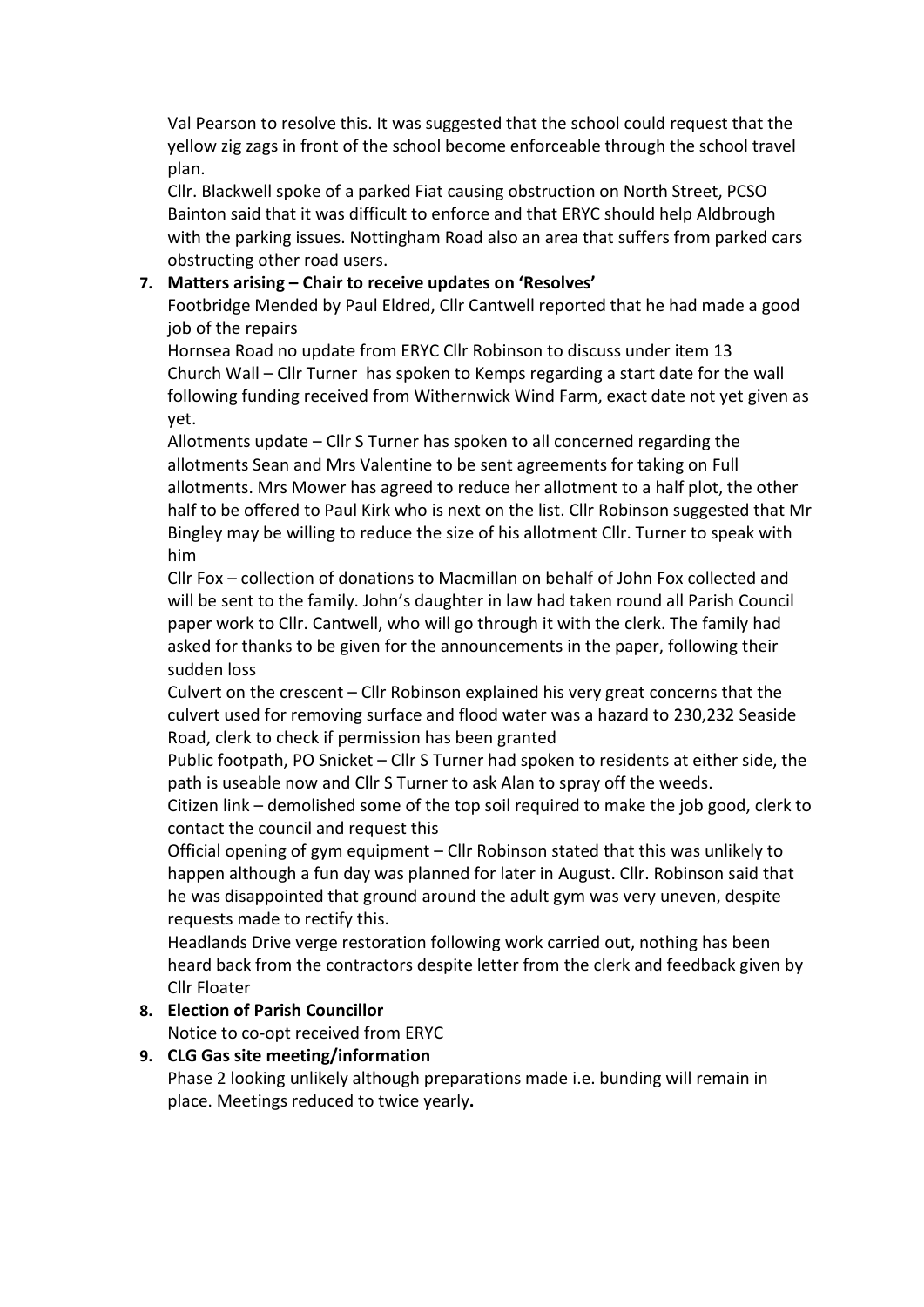Val Pearson to resolve this. It was suggested that the school could request that the yellow zig zags in front of the school become enforceable through the school travel plan.

Cllr. Blackwell spoke of a parked Fiat causing obstruction on North Street, PCSO Bainton said that it was difficult to enforce and that ERYC should help Aldbrough with the parking issues. Nottingham Road also an area that suffers from parked cars obstructing other road users.

7. **Matters arising – Chair to receive updates on 'Resolves'**

   Footbridge Mended by Paul Eldred, Cllr Cantwell reported that he had made a good job of the repairs

   Hornsea Road no update from ERYC Cllr Robinson to discuss under item 13

   Church Wall – Cllr Turner has spoken to Kemps regarding a start date for the wall following funding received from Withernwick Wind Farm, exact date not yet given as yet.

   Allotments update – Cllr S Turner has spoken to all concerned regarding the allotments Sean and Mrs Valentine to be sent agreements for taking on Full allotments. Mrs Mower has agreed to reduce her allotment to a half plot, the other half to be offered to Paul Kirk who is next on the list. Cllr Robinson suggested that Mr Bingley may be willing to reduce the size of his allotment Cllr. Turner to speak with him

   Cllr Fox – collection of donations to Macmillan on behalf of John Fox collected and will be sent to the family. John's daughter in law had taken round all Parish Council paper work to Cllr. Cantwell, who will go through it with the clerk. The family had asked for thanks to be given for the announcements in the paper, following their sudden loss

   Culvert on the crescent – Cllr Robinson explained his very great concerns that the culvert used for removing surface and flood water was a hazard to 230,232 Seaside Road, clerk to check if permission has been granted

   Public footpath, PO Snicket – Cllr S Turner had spoken to residents at either side, the path is useable now and Cllr S Turner to ask Alan to spray off the weeds.

   Citizen link – demolished some of the top soil required to make the job good, clerk to contact the council and request this

   Official opening of gym equipment – Cllr Robinson stated that this was unlikely to happen although a fun day was planned for later in August. Cllr. Robinson said that he was disappointed that ground around the adult gym was very uneven, despite requests made to rectify this.

   Headlands Drive verge restoration following work carried out, nothing has been heard back from the contractors despite letter from the clerk and feedback given by Cllr Floater

8. **Election of Parish Councillor**

   Notice to co-opt received from ERYC

9. **CLG Gas site meeting/information**

   Phase 2 looking unlikely although preparations made i.e. bunding will remain in place. Meetings reduced to twice yearly**.**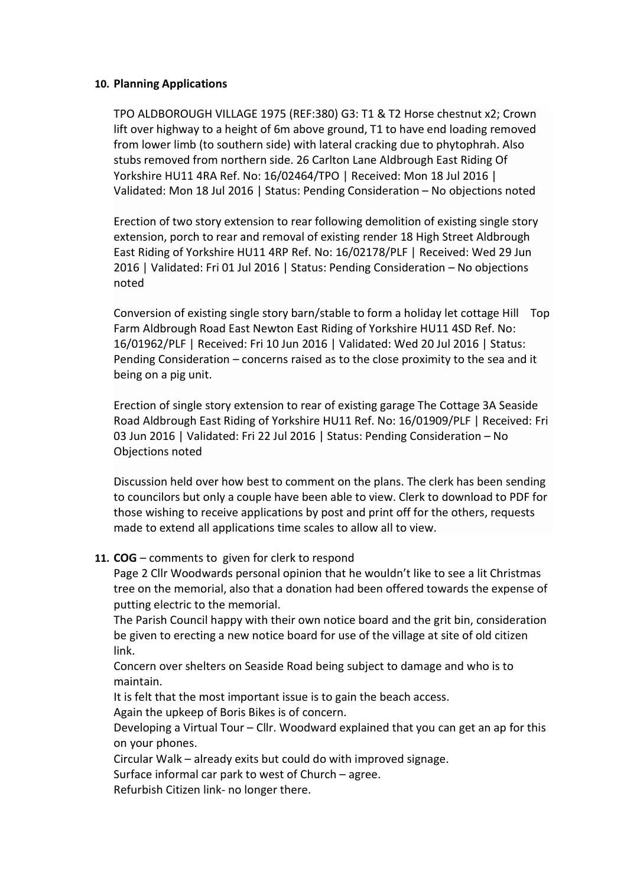**10. Planning Applications**

TPO ALDBOROUGH VILLAGE 1975 (REF:380) G3: T1 & T2 Horse chestnut x2; Crown lift over highway to a height of 6m above ground, T1 to have end loading removed from lower limb (to southern side) with lateral cracking due to phytophrah. Also stubs removed from northern side. 26 Carlton Lane Aldbrough East Riding Of Yorkshire HU11 4RA Ref. No: 16/02464/TPO | Received: Mon 18 Jul 2016 | Validated: Mon 18 Jul 2016 | Status: Pending Consideration – No objections noted

Erection of two story extension to rear following demolition of existing single story extension, porch to rear and removal of existing render 18 High Street Aldbrough East Riding of Yorkshire HU11 4RP Ref. No: 16/02178/PLF | Received: Wed 29 Jun 2016 | Validated: Fri 01 Jul 2016 | Status: Pending Consideration – No objections noted

Conversion of existing single story barn/stable to form a holiday let cottage Hill Top Farm Aldbrough Road East Newton East Riding of Yorkshire HU11 4SD Ref. No: 16/01962/PLF | Received: Fri 10 Jun 2016 | Validated: Wed 20 Jul 2016 | Status: Pending Consideration – concerns raised as to the close proximity to the sea and it being on a pig unit.

Erection of single story extension to rear of existing garage The Cottage 3A Seaside Road Aldbrough East Riding of Yorkshire HU11 Ref. No: 16/01909/PLF | Received: Fri 03 Jun 2016 | Validated: Fri 22 Jul 2016 | Status: Pending Consideration – No Objections noted

Discussion held over how best to comment on the plans. The clerk has been sending to councilors but only a couple have been able to view. Clerk to download to PDF for those wishing to receive applications by post and print off for the others, requests made to extend all applications time scales to allow all to view.

**11. COG** – comments to given for clerk to respond

Page 2 Cllr Woodwards personal opinion that he wouldn't like to see a lit Christmas tree on the memorial, also that a donation had been offered towards the expense of putting electric to the memorial.

The Parish Council happy with their own notice board and the grit bin, consideration be given to erecting a new notice board for use of the village at site of old citizen link.

Concern over shelters on Seaside Road being subject to damage and who is to maintain.

It is felt that the most important issue is to gain the beach access.

Again the upkeep of Boris Bikes is of concern.

Developing a Virtual Tour – Cllr. Woodward explained that you can get an ap for this on your phones.

Circular Walk – already exits but could do with improved signage.

Surface informal car park to west of Church – agree.

Refurbish Citizen link- no longer there.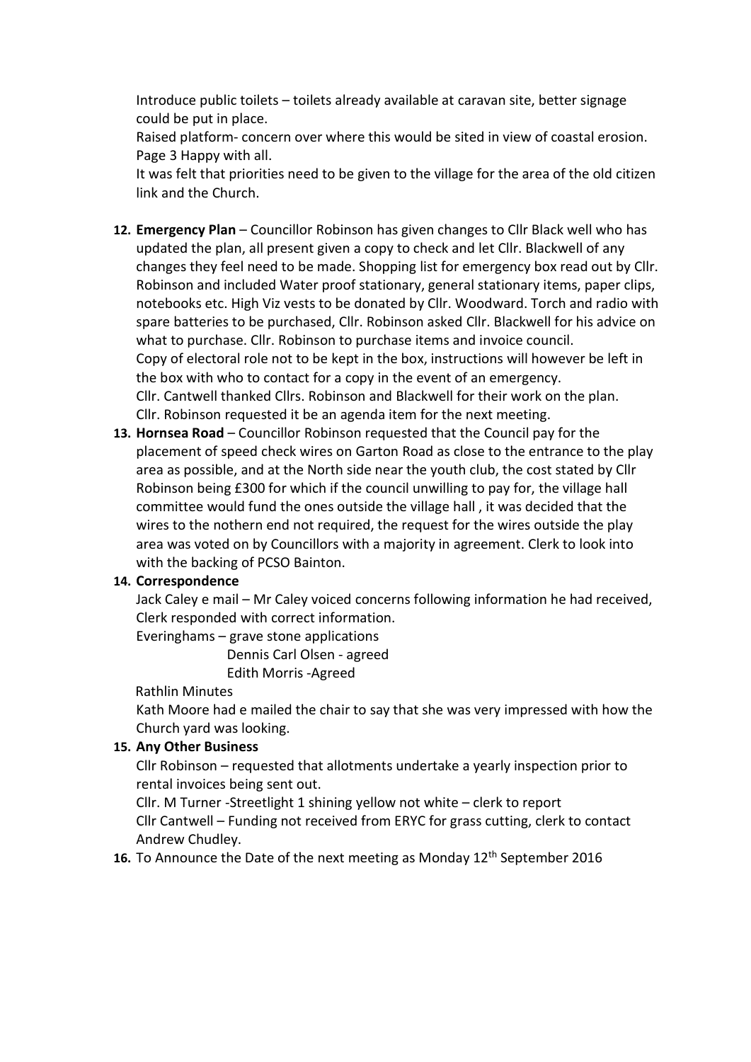Introduce public toilets – toilets already available at caravan site, better signage could be put in place.
Raised platform- concern over where this would be sited in view of coastal erosion.
Page 3 Happy with all.
It was felt that priorities need to be given to the village for the area of the old citizen link and the Church.

12. **Emergency Plan** – Councillor Robinson has given changes to Cllr Black well who has updated the plan, all present given a copy to check and let Cllr. Blackwell of any changes they feel need to be made. Shopping list for emergency box read out by Cllr. Robinson and included Water proof stationary, general stationary items, paper clips, notebooks etc. High Viz vests to be donated by Cllr. Woodward. Torch and radio with spare batteries to be purchased, Cllr. Robinson asked Cllr. Blackwell for his advice on what to purchase. Cllr. Robinson to purchase items and invoice council.
Copy of electoral role not to be kept in the box, instructions will however be left in the box with who to contact for a copy in the event of an emergency.
Cllr. Cantwell thanked Cllrs. Robinson and Blackwell for their work on the plan.
Cllr. Robinson requested it be an agenda item for the next meeting.
13. **Hornsea Road** – Councillor Robinson requested that the Council pay for the placement of speed check wires on Garton Road as close to the entrance to the play area as possible, and at the North side near the youth club, the cost stated by Cllr Robinson being £300 for which if the council unwilling to pay for, the village hall committee would fund the ones outside the village hall , it was decided that the wires to the nothern end not required, the request for the wires outside the play area was voted on by Councillors with a majority in agreement. Clerk to look into with the backing of PCSO Bainton.
14. **Correspondence**
Jack Caley e mail – Mr Caley voiced concerns following information he had received, Clerk responded with correct information.
Everinghams – grave stone applications
    Dennis Carl Olsen - agreed
    Edith Morris -Agreed
Rathlin Minutes
Kath Moore had e mailed the chair to say that she was very impressed with how the Church yard was looking.
15. **Any Other Business**
Cllr Robinson – requested that allotments undertake a yearly inspection prior to rental invoices being sent out.
Cllr. M Turner -Streetlight 1 shining yellow not white – clerk to report
Cllr Cantwell – Funding not received from ERYC for grass cutting, clerk to contact Andrew Chudley.
16. To Announce the Date of the next meeting as Monday 12th September 2016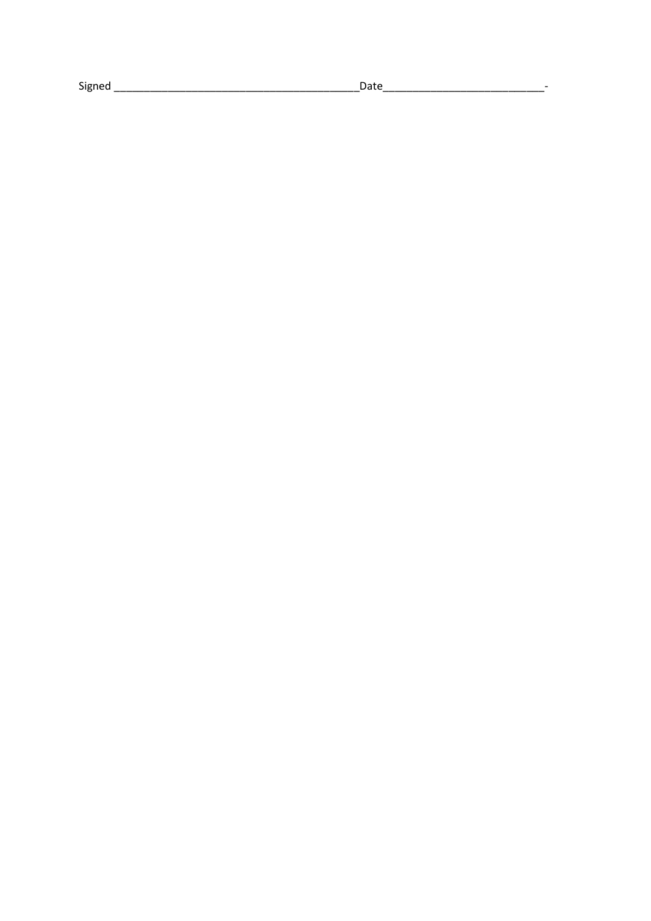Signed ________________________________________Date___________________________-